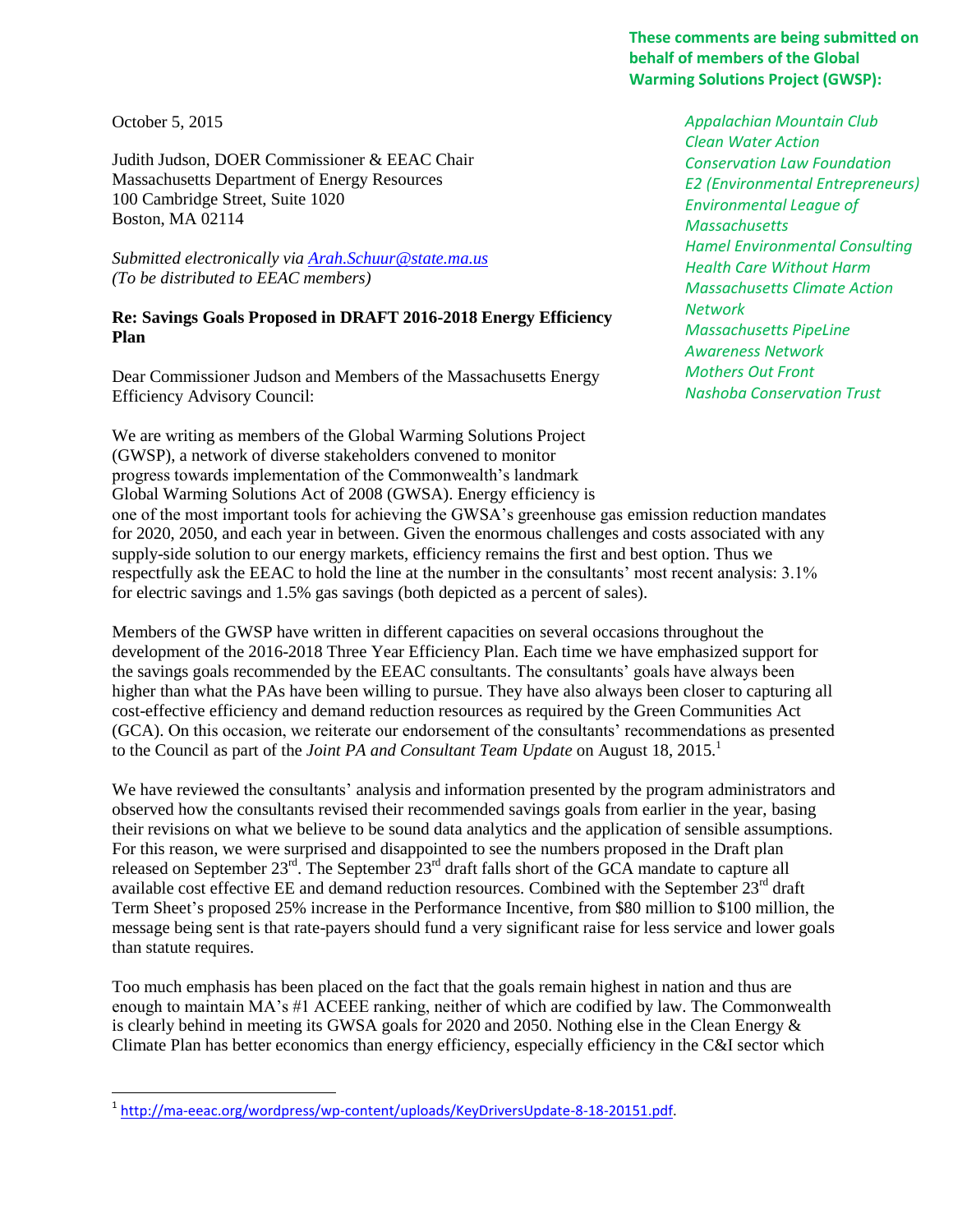**These comments are being submitted on behalf of members of the Global Warming Solutions Project (GWSP):**

*Appalachian Mountain Club*
*Clean Water Action*
*Conservation Law Foundation*
*E2 (Environmental Entrepreneurs)*
*Environmental League of Massachusetts*
*Hamel Environmental Consulting*
*Health Care Without Harm*
*Massachusetts Climate Action Network*
*Massachusetts PipeLine Awareness Network*
*Mothers Out Front*
*Nashoba Conservation Trust*

October 5, 2015

Judith Judson, DOER Commissioner & EEAC Chair
Massachusetts Department of Energy Resources
100 Cambridge Street, Suite 1020
Boston, MA 02114

*Submitted electronically via Arah.Schuur@state.ma.us*
*(To be distributed to EEAC members)*

**Re: Savings Goals Proposed in DRAFT 2016-2018 Energy Efficiency Plan**

Dear Commissioner Judson and Members of the Massachusetts Energy Efficiency Advisory Council:

We are writing as members of the Global Warming Solutions Project (GWSP), a network of diverse stakeholders convened to monitor progress towards implementation of the Commonwealth's landmark Global Warming Solutions Act of 2008 (GWSA). Energy efficiency is one of the most important tools for achieving the GWSA's greenhouse gas emission reduction mandates for 2020, 2050, and each year in between. Given the enormous challenges and costs associated with any supply-side solution to our energy markets, efficiency remains the first and best option. Thus we respectfully ask the EEAC to hold the line at the number in the consultants' most recent analysis: 3.1% for electric savings and 1.5% gas savings (both depicted as a percent of sales).

Members of the GWSP have written in different capacities on several occasions throughout the development of the 2016-2018 Three Year Efficiency Plan. Each time we have emphasized support for the savings goals recommended by the EEAC consultants. The consultants' goals have always been higher than what the PAs have been willing to pursue. They have also always been closer to capturing all cost-effective efficiency and demand reduction resources as required by the Green Communities Act (GCA). On this occasion, we reiterate our endorsement of the consultants' recommendations as presented to the Council as part of the *Joint PA and Consultant Team Update* on August 18, 2015.[1]

We have reviewed the consultants' analysis and information presented by the program administrators and observed how the consultants revised their recommended savings goals from earlier in the year, basing their revisions on what we believe to be sound data analytics and the application of sensible assumptions. For this reason, we were surprised and disappointed to see the numbers proposed in the Draft plan released on September 23rd. The September 23rd draft falls short of the GCA mandate to capture all available cost effective EE and demand reduction resources. Combined with the September 23rd draft Term Sheet's proposed 25% increase in the Performance Incentive, from $80 million to $100 million, the message being sent is that rate-payers should fund a very significant raise for less service and lower goals than statute requires.

Too much emphasis has been placed on the fact that the goals remain highest in nation and thus are enough to maintain MA's #1 ACEEE ranking, neither of which are codified by law. The Commonwealth is clearly behind in meeting its GWSA goals for 2020 and 2050. Nothing else in the Clean Energy & Climate Plan has better economics than energy efficiency, especially efficiency in the C&I sector which

---

[1] http://ma-eeac.org/wordpress/wp-content/uploads/KeyDriversUpdate-8-18-20151.pdf.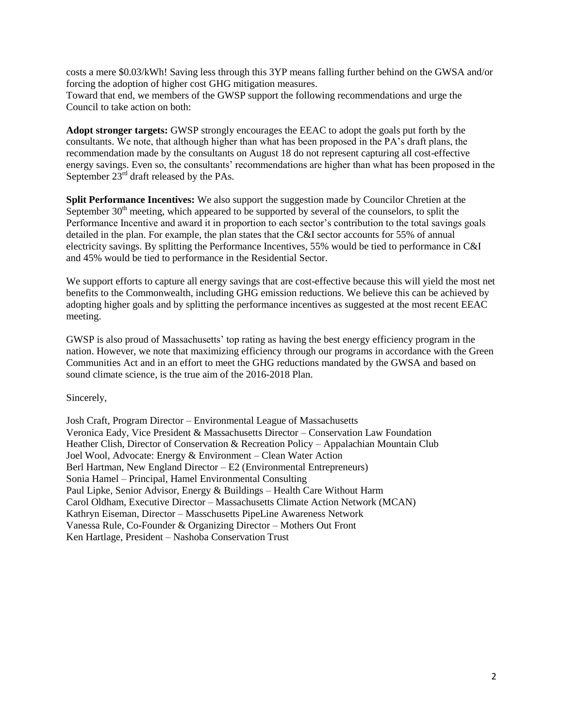costs a mere \$0.03/kWh! Saving less through this 3YP means falling further behind on the GWSA and/or forcing the adoption of higher cost GHG mitigation measures.
Toward that end, we members of the GWSP support the following recommendations and urge the Council to take action on both:

**Adopt stronger targets:** GWSP strongly encourages the EEAC to adopt the goals put forth by the consultants. We note, that although higher than what has been proposed in the PA's draft plans, the recommendation made by the consultants on August 18 do not represent capturing all cost-effective energy savings. Even so, the consultants' recommendations are higher than what has been proposed in the September 23rd draft released by the PAs.

**Split Performance Incentives:** We also support the suggestion made by Councilor Chretien at the September 30th meeting, which appeared to be supported by several of the counselors, to split the Performance Incentive and award it in proportion to each sector's contribution to the total savings goals detailed in the plan. For example, the plan states that the C&I sector accounts for 55% of annual electricity savings. By splitting the Performance Incentives, 55% would be tied to performance in C&I and 45% would be tied to performance in the Residential Sector.

We support efforts to capture all energy savings that are cost-effective because this will yield the most net benefits to the Commonwealth, including GHG emission reductions. We believe this can be achieved by adopting higher goals and by splitting the performance incentives as suggested at the most recent EEAC meeting.

GWSP is also proud of Massachusetts' top rating as having the best energy efficiency program in the nation. However, we note that maximizing efficiency through our programs in accordance with the Green Communities Act and in an effort to meet the GHG reductions mandated by the GWSA and based on sound climate science, is the true aim of the 2016-2018 Plan.

Sincerely,

Josh Craft, Program Director – Environmental League of Massachusetts
Veronica Eady, Vice President & Massachusetts Director – Conservation Law Foundation
Heather Clish, Director of Conservation & Recreation Policy – Appalachian Mountain Club
Joel Wool, Advocate: Energy & Environment – Clean Water Action
Berl Hartman, New England Director – E2 (Environmental Entrepreneurs)
Sonia Hamel – Principal, Hamel Environmental Consulting
Paul Lipke, Senior Advisor, Energy & Buildings – Health Care Without Harm
Carol Oldham, Executive Director – Massachusetts Climate Action Network (MCAN)
Kathryn Eiseman, Director – Masschusetts PipeLine Awareness Network
Vanessa Rule, Co-Founder & Organizing Director – Mothers Out Front
Ken Hartlage, President – Nashoba Conservation Trust